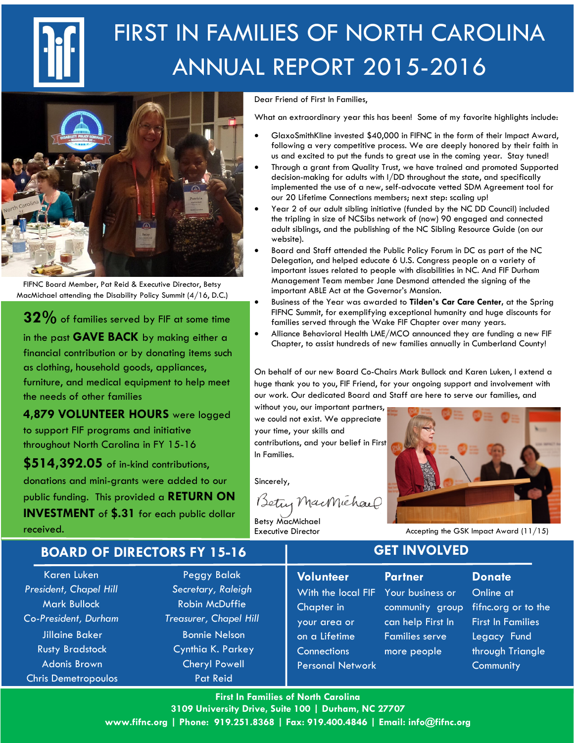# FIRST IN FAMILIES OF NORTH CAROLINA ANNUAL REPORT 2015-2016

FIFNC Board Member, Pat Reid & Executive Director, Betsy MacMichael attending the Disability Policy Summit (4/16, D.C.)

**32%** of families served by FIF at some time in the past **GAVE BACK** by making either a financial contribution or by donating items such as clothing, household goods, appliances, furniture, and medical equipment to help meet the needs of other families

**4,879 VOLUNTEER HOURS** were logged to support FIF programs and initiative throughout North Carolina in FY 15-16

**$514,392.05** of in-kind contributions, donations and mini-grants were added to our public funding. This provided a **RETURN ON INVESTMENT** of **$.31** for each public dollar received.

Dear Friend of First In Families,

What an extraordinary year this has been! Some of my favorite highlights include:

- GlaxoSmithKline invested $40,000 in FIFNC in the form of their Impact Award, following a very competitive process. We are deeply honored by their faith in us and excited to put the funds to great use in the coming year. Stay tuned!
- Through a grant from Quality Trust, we have trained and promoted Supported decision-making for adults with I/DD throughout the state, and specifically implemented the use of a new, self-advocate vetted SDM Agreement tool for our 20 Lifetime Connections members; next step: scaling up!
- Year 2 of our adult sibling initiative (funded by the NC DD Council) included the tripling in size of NCSibs network of (now) 90 engaged and connected adult siblings, and the publishing of the NC Sibling Resource Guide (on our website).
- Board and Staff attended the Public Policy Forum in DC as part of the NC Delegation, and helped educate 6 U.S. Congress people on a variety of important issues related to people with disabilities in NC. And FIF Durham Management Team member Jane Desmond attended the signing of the important ABLE Act at the Governor's Mansion.
- Business of the Year was awarded to **Tilden's Car Care Center**, at the Spring FIFNC Summit, for exemplifying exceptional humanity and huge discounts for families served through the Wake FIF Chapter over many years.
- Alliance Behavioral Health LME/MCO announced they are funding a new FIF Chapter, to assist hundreds of new families annually in Cumberland County!

On behalf of our new Board Co-Chairs Mark Bullock and Karen Luken, I extend a huge thank you to you, FIF Friend, for your ongoing support and involvement with our work. Our dedicated Board and Staff are here to serve our families, and without you, our important partners, we could not exist. We appreciate your time, your skills and contributions, and your belief in First In Families.

Sincerely,

Betsy MacMichael
Executive Director

Accepting the GSK Impact Award (11/15)

## BOARD OF DIRECTORS FY 15-16

Karen Luken
*President, Chapel Hill*
Mark Bullock
*Co-President, Durham*
Jillaine Baker
Rusty Bradstock
Adonis Brown
Chris Demetropoulos
Peggy Balak
*Secretary, Raleigh*
Robin McDuffie
*Treasurer, Chapel Hill*
Bonnie Nelson
Cynthia K. Parkey
Cheryl Powell
Pat Reid

## GET INVOLVED

**Volunteer**
With the local FIF Chapter in your area or on a Lifetime Connections Personal Network

**Partner**
Your business or community group can help First In Families serve more people

**Donate**
Online at fifnc.org or to the First In Families Legacy Fund through Triangle Community

**First In Families of North Carolina**
**3109 University Drive, Suite 100 | Durham, NC 27707**
**www.fifnc.org | Phone: 919.251.8368 | Fax: 919.400.4846 | Email: info@fifnc.org**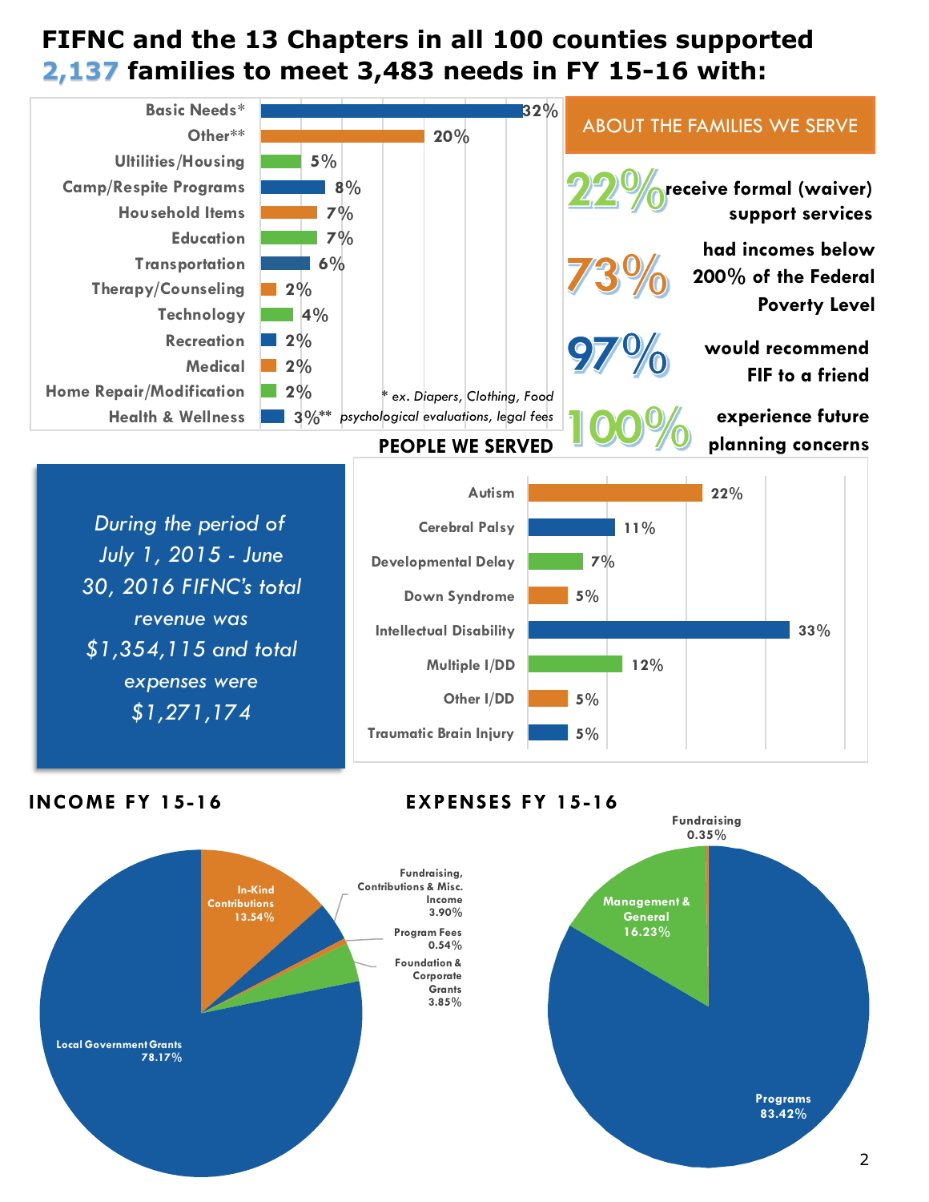# FIFNC and the 13 Chapters in all 100 counties supported 2,137 families to meet 3,483 needs in FY 15-16 with:

Basic Needs* 32%
Other** 20%
Ultilities/Housing 5%
Camp/Respite Programs 8%
Household Items 7%
Education 7%
Transportation 6%
Therapy/Counseling 2%
Technology 4%
Recreation 2%
Medical 2%
Home Repair/Modification 2%
Health & Wellness 3%

\* ex. Diapers, Clothing, Food
** psychological evaluations, legal fees

## ABOUT THE FAMILIES WE SERVE

**22%** receive formal (waiver) support services

**73%** had incomes below 200% of the Federal Poverty Level

**97%** would recommend FIF to a friend

**100%** experience future planning concerns

## PEOPLE WE SERVED

Autism 22%
Cerebral Palsy 11%
Developmental Delay 7%
Down Syndrome 5%
Intellectual Disability 33%
Multiple I/DD 12%
Other I/DD 5%
Traumatic Brain Injury 5%

*During the period of July 1, 2015 - June 30, 2016 FIFNC's total revenue was $1,354,115 and total expenses were $1,271,174*

## INCOME FY 15-16

In-Kind Contributions 13.54%
Fundraising, Contributions & Misc. Income 3.90%
Program Fees 0.54%
Foundation & Corporate Grants 3.85%
Local Government Grants 78.17%

## EXPENSES FY 15-16

Fundraising 0.35%
Management & General 16.23%
Programs 83.42%